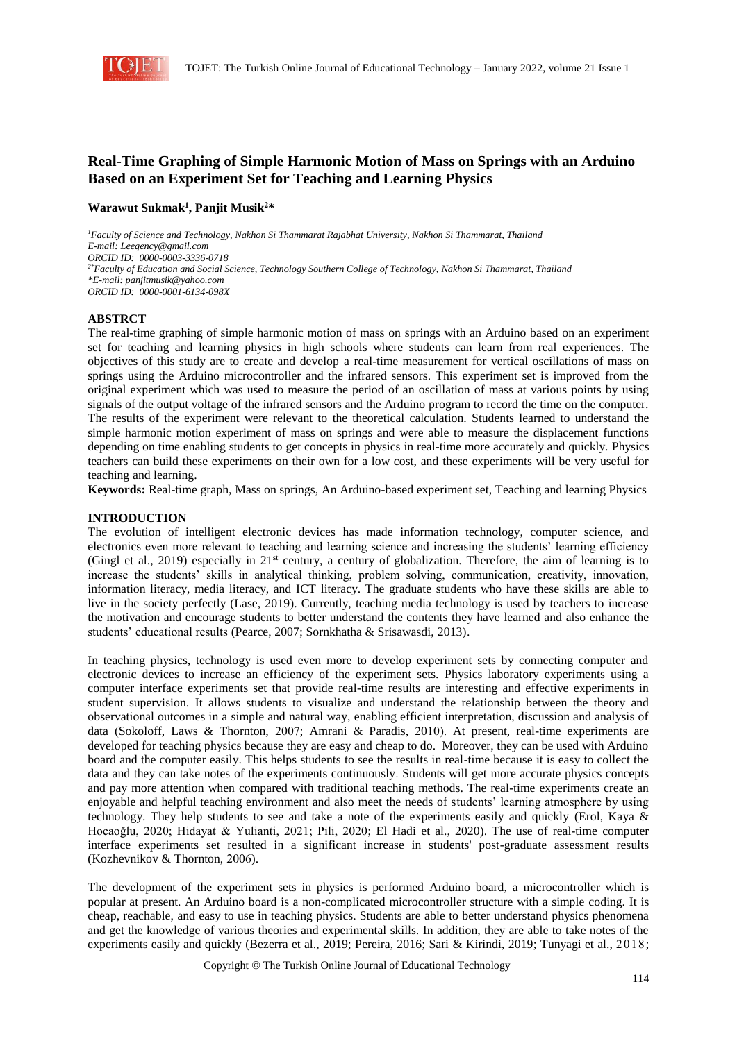# Real-Time Graphing of Simple Harmonic Motion of Mass on Springs with an Arduino Based on an Experiment Set for Teaching and Learning Physics

**Warawut Sukmak[1], Panjit Musik[2]***

*[1]Faculty of Science and Technology, Nakhon Si Thammarat Rajabhat University, Nakhon Si Thammarat, Thailand*
*E-mail: Leegency@gmail.com*
*ORCID ID: 0000-0003-3336-0718*
*[2*]Faculty of Education and Social Science, Technology Southern College of Technology, Nakhon Si Thammarat, Thailand*
**E-mail: panjitmusik@yahoo.com*
*ORCID ID: 0000-0001-6134-098X*

## ABSTRCT

The real-time graphing of simple harmonic motion of mass on springs with an Arduino based on an experiment set for teaching and learning physics in high schools where students can learn from real experiences. The objectives of this study are to create and develop a real-time measurement for vertical oscillations of mass on springs using the Arduino microcontroller and the infrared sensors. This experiment set is improved from the original experiment which was used to measure the period of an oscillation of mass at various points by using signals of the output voltage of the infrared sensors and the Arduino program to record the time on the computer. The results of the experiment were relevant to the theoretical calculation. Students learned to understand the simple harmonic motion experiment of mass on springs and were able to measure the displacement functions depending on time enabling students to get concepts in physics in real-time more accurately and quickly. Physics teachers can build these experiments on their own for a low cost, and these experiments will be very useful for teaching and learning.

**Keywords:** Real-time graph, Mass on springs, An Arduino-based experiment set, Teaching and learning Physics

## INTRODUCTION

The evolution of intelligent electronic devices has made information technology, computer science, and electronics even more relevant to teaching and learning science and increasing the students' learning efficiency (Gingl et al., 2019) especially in 21st century, a century of globalization. Therefore, the aim of learning is to increase the students' skills in analytical thinking, problem solving, communication, creativity, innovation, information literacy, media literacy, and ICT literacy. The graduate students who have these skills are able to live in the society perfectly (Lase, 2019). Currently, teaching media technology is used by teachers to increase the motivation and encourage students to better understand the contents they have learned and also enhance the students' educational results (Pearce, 2007; Sornkhatha & Srisawasdi, 2013).

In teaching physics, technology is used even more to develop experiment sets by connecting computer and electronic devices to increase an efficiency of the experiment sets. Physics laboratory experiments using a computer interface experiments set that provide real-time results are interesting and effective experiments in student supervision. It allows students to visualize and understand the relationship between the theory and observational outcomes in a simple and natural way, enabling efficient interpretation, discussion and analysis of data (Sokoloff, Laws & Thornton, 2007; Amrani & Paradis, 2010). At present, real-time experiments are developed for teaching physics because they are easy and cheap to do. Moreover, they can be used with Arduino board and the computer easily. This helps students to see the results in real-time because it is easy to collect the data and they can take notes of the experiments continuously. Students will get more accurate physics concepts and pay more attention when compared with traditional teaching methods. The real-time experiments create an enjoyable and helpful teaching environment and also meet the needs of students' learning atmosphere by using technology. They help students to see and take a note of the experiments easily and quickly (Erol, Kaya & Hocaoğlu, 2020; Hidayat & Yulianti, 2021; Pili, 2020; El Hadi et al., 2020). The use of real-time computer interface experiments set resulted in a significant increase in students' post-graduate assessment results (Kozhevnikov & Thornton, 2006).

The development of the experiment sets in physics is performed Arduino board, a microcontroller which is popular at present. An Arduino board is a non-complicated microcontroller structure with a simple coding. It is cheap, reachable, and easy to use in teaching physics. Students are able to better understand physics phenomena and get the knowledge of various theories and experimental skills. In addition, they are able to take notes of the experiments easily and quickly (Bezerra et al., 2019; Pereira, 2016; Sari & Kirindi, 2019; Tunyagi et al., 2018;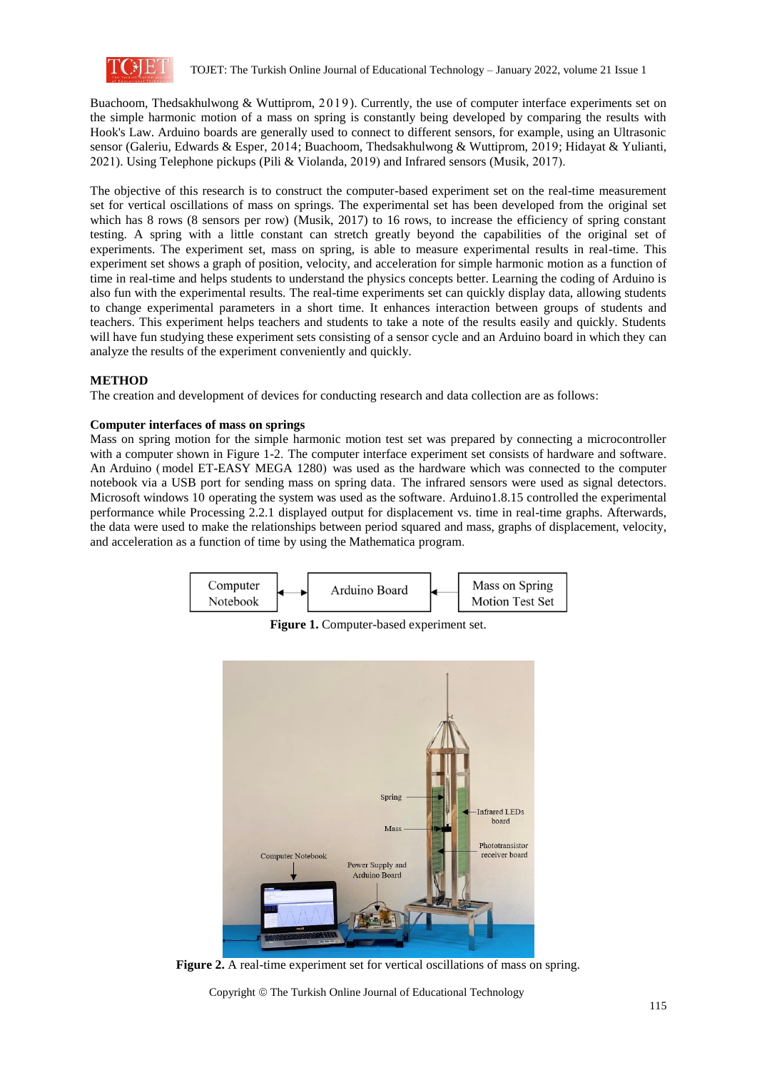Buachoom, Thedsakhulwong & Wuttiprom, 2019). Currently, the use of computer interface experiments set on the simple harmonic motion of a mass on spring is constantly being developed by comparing the results with Hook's Law. Arduino boards are generally used to connect to different sensors, for example, using an Ultrasonic sensor (Galeriu, Edwards & Esper, 2014; Buachoom, Thedsakhulwong & Wuttiprom, 2019; Hidayat & Yulianti, 2021). Using Telephone pickups (Pili & Violanda, 2019) and Infrared sensors (Musik, 2017).

The objective of this research is to construct the computer-based experiment set on the real-time measurement set for vertical oscillations of mass on springs. The experimental set has been developed from the original set which has 8 rows (8 sensors per row) (Musik, 2017) to 16 rows, to increase the efficiency of spring constant testing. A spring with a little constant can stretch greatly beyond the capabilities of the original set of experiments. The experiment set, mass on spring, is able to measure experimental results in real-time. This experiment set shows a graph of position, velocity, and acceleration for simple harmonic motion as a function of time in real-time and helps students to understand the physics concepts better. Learning the coding of Arduino is also fun with the experimental results. The real-time experiments set can quickly display data, allowing students to change experimental parameters in a short time. It enhances interaction between groups of students and teachers. This experiment helps teachers and students to take a note of the results easily and quickly. Students will have fun studying these experiment sets consisting of a sensor cycle and an Arduino board in which they can analyze the results of the experiment conveniently and quickly.

## METHOD

The creation and development of devices for conducting research and data collection are as follows:

### Computer interfaces of mass on springs

Mass on spring motion for the simple harmonic motion test set was prepared by connecting a microcontroller with a computer shown in Figure 1-2. The computer interface experiment set consists of hardware and software. An Arduino (model ET-EASY MEGA 1280) was used as the hardware which was connected to the computer notebook via a USB port for sending mass on spring data. The infrared sensors were used as signal detectors. Microsoft windows 10 operating the system was used as the software. Arduino1.8.15 controlled the experimental performance while Processing 2.2.1 displayed output for displacement vs. time in real-time graphs. Afterwards, the data were used to make the relationships between period squared and mass, graphs of displacement, velocity, and acceleration as a function of time by using the Mathematica program.

Computer Notebook ↔ Arduino Board ← Mass on Spring Motion Test Set

**Figure 1.** Computer-based experiment set.

**Figure 2.** A real-time experiment set for vertical oscillations of mass on spring.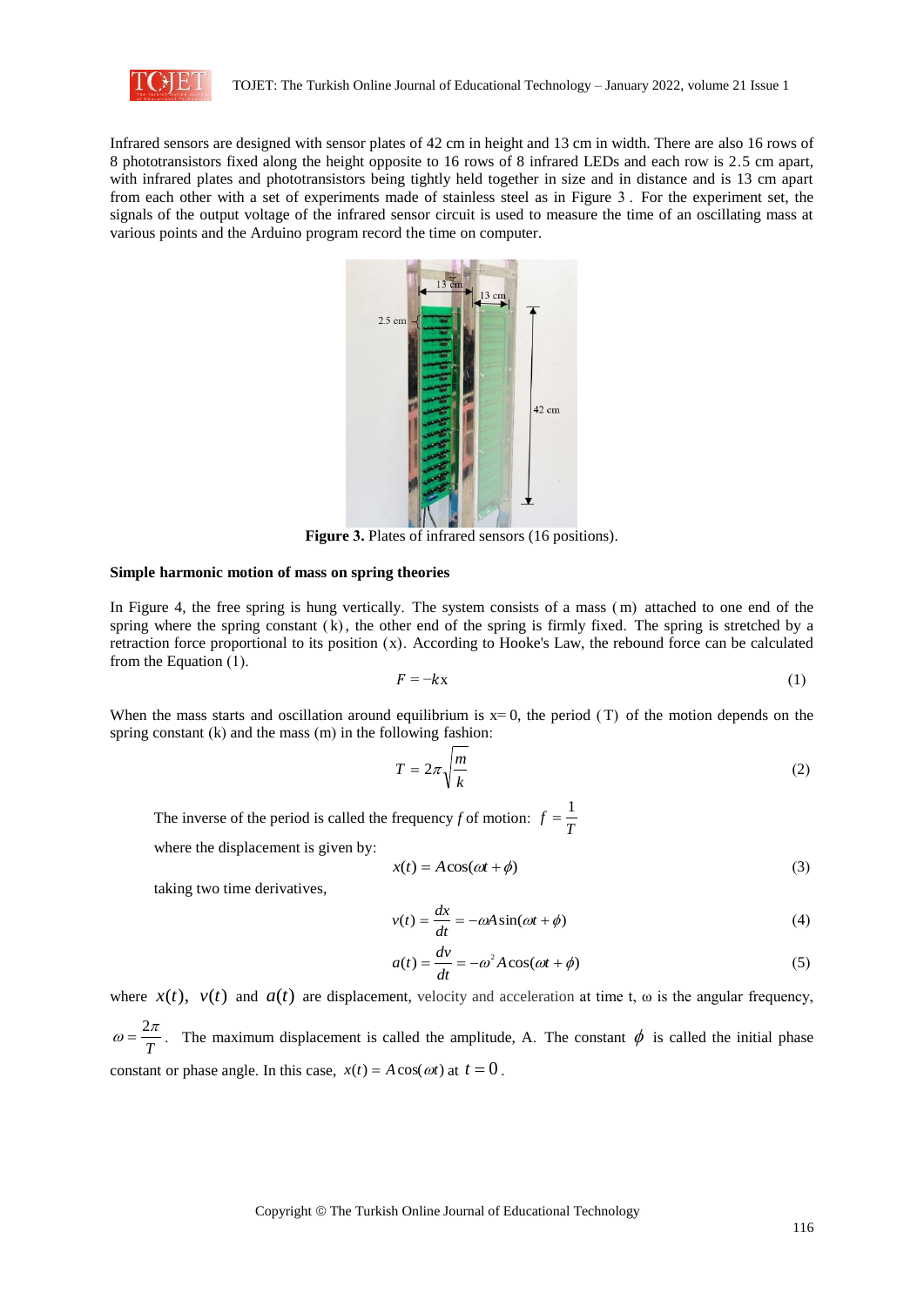Infrared sensors are designed with sensor plates of 42 cm in height and 13 cm in width. There are also 16 rows of 8 phototransistors fixed along the height opposite to 16 rows of 8 infrared LEDs and each row is 2.5 cm apart, with infrared plates and phototransistors being tightly held together in size and in distance and is 13 cm apart from each other with a set of experiments made of stainless steel as in Figure 3 . For the experiment set, the signals of the output voltage of the infrared sensor circuit is used to measure the time of an oscillating mass at various points and the Arduino program record the time on computer.

**Figure 3.** Plates of infrared sensors (16 positions).

### Simple harmonic motion of mass on spring theories

In Figure 4, the free spring is hung vertically. The system consists of a mass (m) attached to one end of the spring where the spring constant (k), the other end of the spring is firmly fixed. The spring is stretched by a retraction force proportional to its position (x). According to Hooke's Law, the rebound force can be calculated from the Equation (1).

$$F = -kx \tag{1}$$

When the mass starts and oscillation around equilibrium is x= 0, the period (T) of the motion depends on the spring constant (k) and the mass (m) in the following fashion:

$$T = 2\pi\sqrt{\frac{m}{k}} \tag{2}$$

The inverse of the period is called the frequency *f* of motion: $f = \dfrac{1}{T}$

where the displacement is given by:

$$x(t) = A\cos(\omega t + \phi) \tag{3}$$

taking two time derivatives,

$$v(t) = \frac{dx}{dt} = -\omega A\sin(\omega t + \phi) \tag{4}$$

$$a(t) = \frac{dv}{dt} = -\omega^2 A\cos(\omega t + \phi) \tag{5}$$

where $x(t)$, $v(t)$ and $a(t)$ are displacement, velocity and acceleration at time t, ω is the angular frequency, $\omega = \dfrac{2\pi}{T}$. The maximum displacement is called the amplitude, A. The constant $\phi$ is called the initial phase constant or phase angle. In this case, $x(t) = A\cos(\omega t)$ at $t = 0$.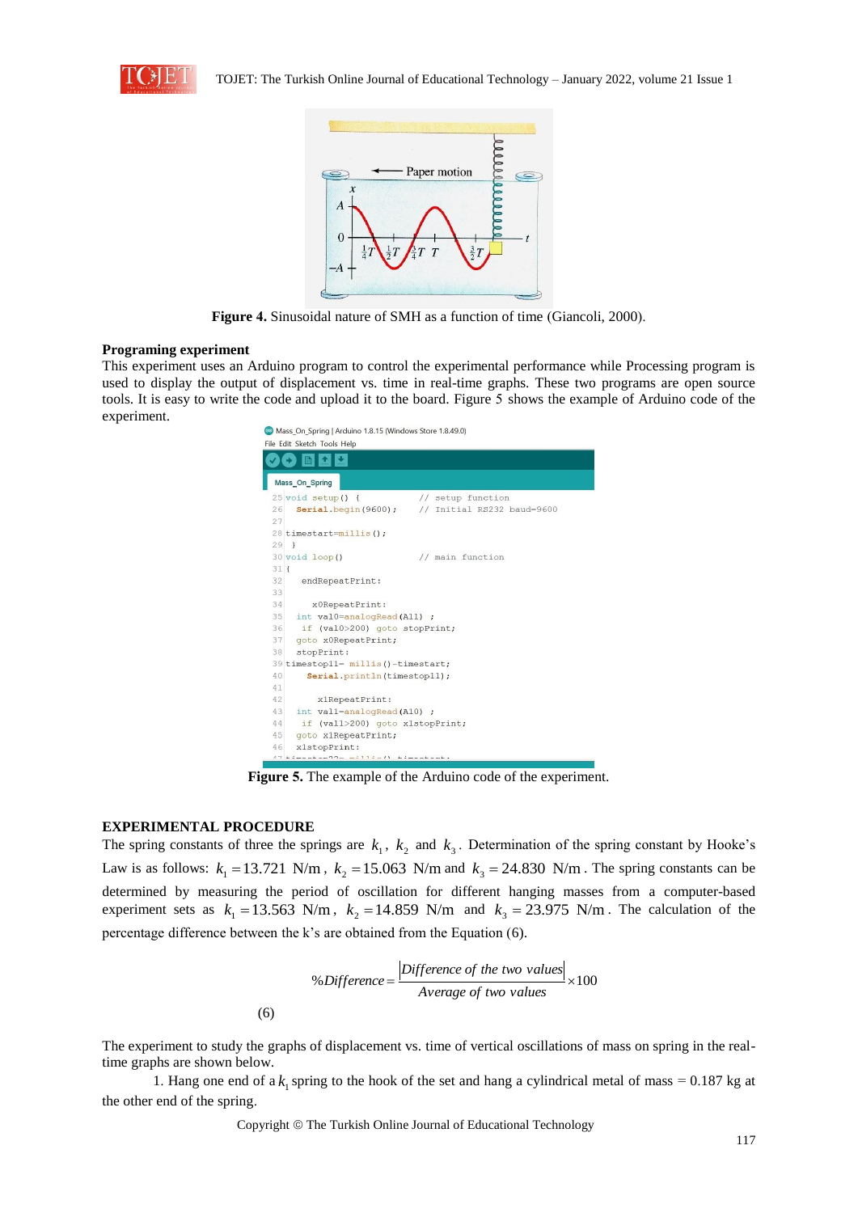Figure 4. Sinusoidal nature of SMH as a function of time (Giancoli, 2000).

**Programing experiment**

This experiment uses an Arduino program to control the experimental performance while Processing program is used to display the output of displacement vs. time in real-time graphs. These two programs are open source tools. It is easy to write the code and upload it to the board. Figure 5 shows the example of Arduino code of the experiment.

```
25 void setup() {           // setup function
26   Serial.begin(9600);    // Initial RS232 baud=9600
27
28 timestart=millis();
29  }
30 void loop()              // main function
31 {
32   endRepeatPrint:
33
34     x0RepeatPrint:
35   int val0=analogRead(A11) ;
36    if (val0>200) goto stopPrint;
37   goto x0RepeatPrint;
38   stopPrint:
39 timestop11= millis()-timestart;
40     Serial.println(timestop11);
41
42      x1RepeatPrint:
43   int val1=analogRead(A10) ;
44    if (val1>200) goto x1stopPrint;
45   goto x1RepeatPrint;
46   x1stopPrint:
```

**Figure 5.** The example of the Arduino code of the experiment.

## EXPERIMENTAL PROCEDURE

The spring constants of three the springs are $k_1$, $k_2$ and $k_3$. Determination of the spring constant by Hooke's Law is as follows: $k_1 = 13.721$ N/m, $k_2 = 15.063$ N/m and $k_3 = 24.830$ N/m. The spring constants can be determined by measuring the period of oscillation for different hanging masses from a computer-based experiment sets as $k_1 = 13.563$ N/m, $k_2 = 14.859$ N/m and $k_3 = 23.975$ N/m. The calculation of the percentage difference between the k's are obtained from the Equation (6).

$$\%Difference = \frac{|Difference\ of\ the\ two\ values|}{Average\ of\ two\ values} \times 100 \qquad (6)$$

The experiment to study the graphs of displacement vs. time of vertical oscillations of mass on spring in the real-time graphs are shown below.

1. Hang one end of a $k_1$ spring to the hook of the set and hang a cylindrical metal of mass = 0.187 kg at the other end of the spring.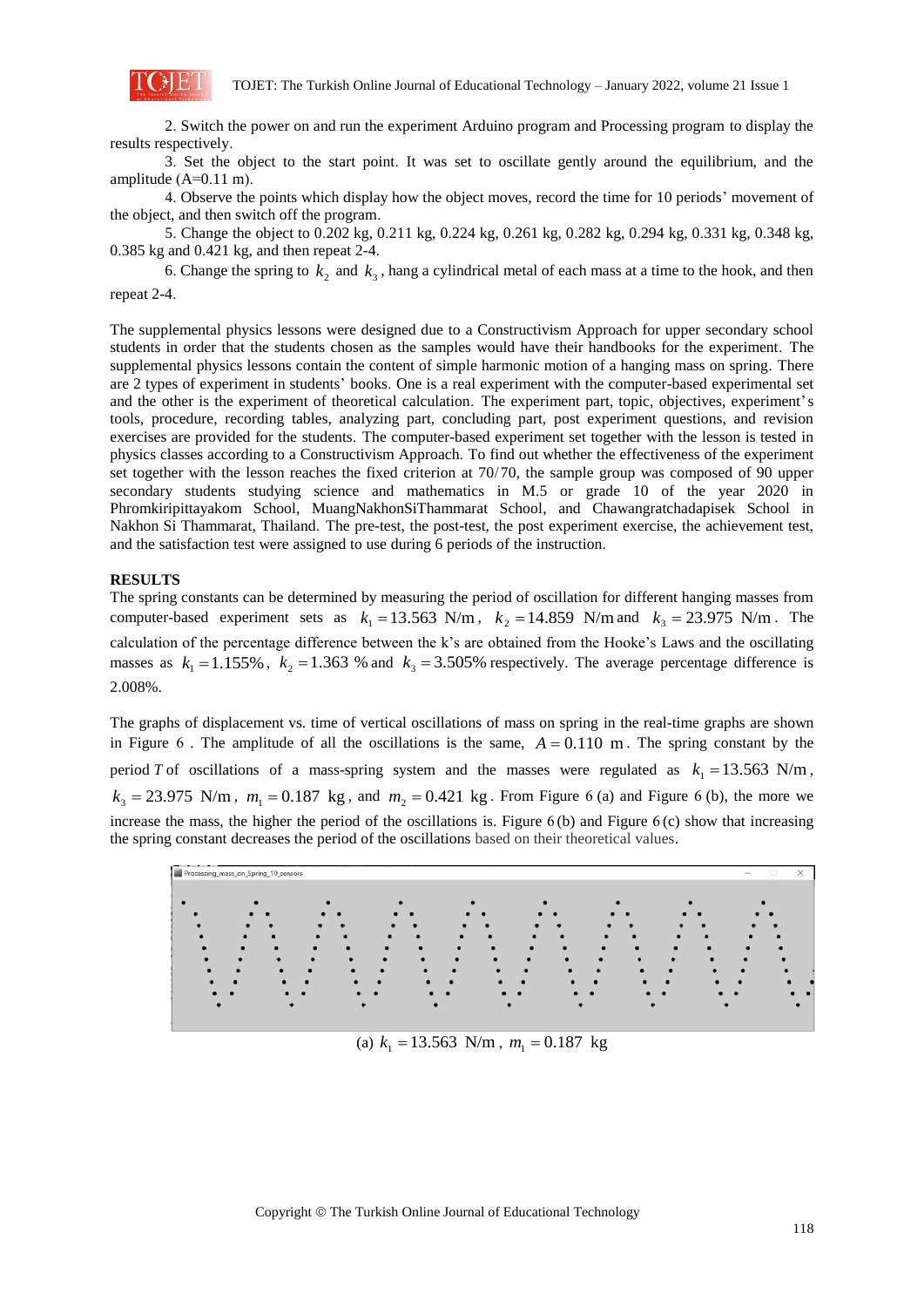2. Switch the power on and run the experiment Arduino program and Processing program to display the results respectively.

3. Set the object to the start point. It was set to oscillate gently around the equilibrium, and the amplitude (A=0.11 m).

4. Observe the points which display how the object moves, record the time for 10 periods' movement of the object, and then switch off the program.

5. Change the object to 0.202 kg, 0.211 kg, 0.224 kg, 0.261 kg, 0.282 kg, 0.294 kg, 0.331 kg, 0.348 kg, 0.385 kg and 0.421 kg, and then repeat 2-4.

6. Change the spring to $k_2$ and $k_3$, hang a cylindrical metal of each mass at a time to the hook, and then repeat 2-4.

The supplemental physics lessons were designed due to a Constructivism Approach for upper secondary school students in order that the students chosen as the samples would have their handbooks for the experiment. The supplemental physics lessons contain the content of simple harmonic motion of a hanging mass on spring. There are 2 types of experiment in students' books. One is a real experiment with the computer-based experimental set and the other is the experiment of theoretical calculation. The experiment part, topic, objectives, experiment's tools, procedure, recording tables, analyzing part, concluding part, post experiment questions, and revision exercises are provided for the students. The computer-based experiment set together with the lesson is tested in physics classes according to a Constructivism Approach. To find out whether the effectiveness of the experiment set together with the lesson reaches the fixed criterion at 70/70, the sample group was composed of 90 upper secondary students studying science and mathematics in M.5 or grade 10 of the year 2020 in Phromkiripitayakom School, MuangNakhonSiThammarat School, and Chawangratchadapisek School in Nakhon Si Thammarat, Thailand. The pre-test, the post-test, the post experiment exercise, the achievement test, and the satisfaction test were assigned to use during 6 periods of the instruction.

## RESULTS

The spring constants can be determined by measuring the period of oscillation for different hanging masses from computer-based experiment sets as $k_1 = 13.563$ N/m, $k_2 = 14.859$ N/m and $k_3 = 23.975$ N/m. The calculation of the percentage difference between the k's are obtained from the Hooke's Laws and the oscillating masses as $k_1 = 1.155\%$, $k_2 = 1.363$ % and $k_3 = 3.505\%$ respectively. The average percentage difference is 2.008%.

The graphs of displacement vs. time of vertical oscillations of mass on spring in the real-time graphs are shown in Figure 6 . The amplitude of all the oscillations is the same, $A = 0.110$ m. The spring constant by the period $T$ of oscillations of a mass-spring system and the masses were regulated as $k_1 = 13.563$ N/m, $k_3 = 23.975$ N/m, $m_1 = 0.187$ kg, and $m_2 = 0.421$ kg. From Figure 6 (a) and Figure 6 (b), the more we increase the mass, the higher the period of the oscillations is. Figure 6 (b) and Figure 6 (c) show that increasing the spring constant decreases the period of the oscillations based on their theoretical values.

(a) $k_1 = 13.563$ N/m, $m_1 = 0.187$ kg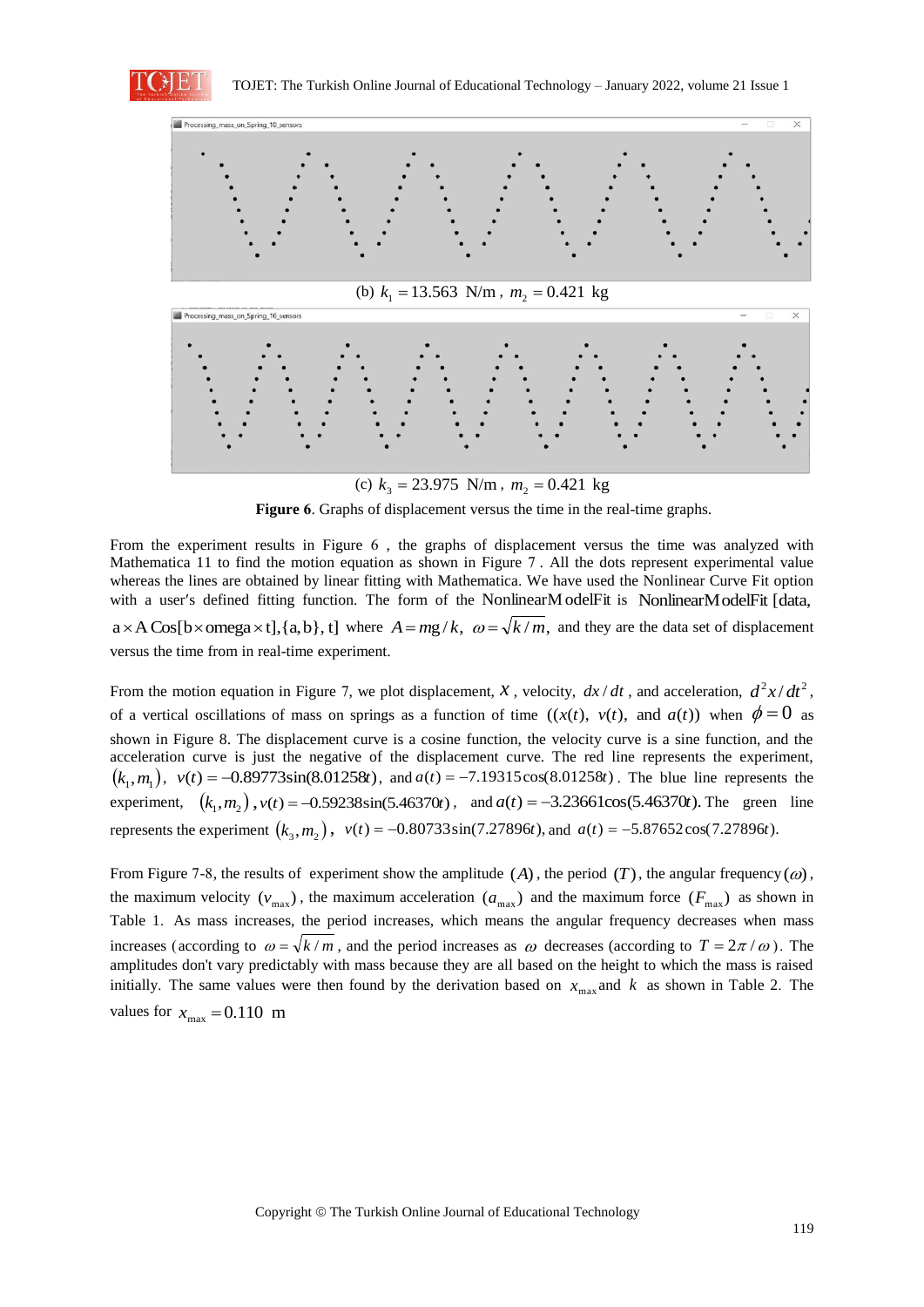(b) $k_1 = 13.563$ N/m , $m_2 = 0.421$ kg

(c) $k_3 = 23.975$ N/m , $m_2 = 0.421$ kg

**Figure 6**. Graphs of displacement versus the time in the real-time graphs.

From the experiment results in Figure 6 , the graphs of displacement versus the time was analyzed with Mathematica 11 to find the motion equation as shown in Figure 7 . All the dots represent experimental value whereas the lines are obtained by linear fitting with Mathematica. We have used the Nonlinear Curve Fit option with a user′s defined fitting function. The form of the NonlinearModelFit is NonlinearModelFit [data, a × A Cos[b × omega × t],{a, b}, t] where $A = mg/k$, $\omega = \sqrt{k/m}$, and they are the data set of displacement versus the time from in real-time experiment.

From the motion equation in Figure 7, we plot displacement, $x$ , velocity, $dx/dt$ , and acceleration, $d^2x/dt^2$ , of a vertical oscillations of mass on springs as a function of time $((x(t),\ v(t),\ \text{and}\ a(t))$ when $\phi = 0$ as shown in Figure 8. The displacement curve is a cosine function, the velocity curve is a sine function, and the acceleration curve is just the negative of the displacement curve. The red line represents the experiment, $(k_1, m_1)$, $v(t) = -0.89773\sin(8.01258t)$, and $a(t) = -7.19315\cos(8.01258t)$ . The blue line represents the experiment, $(k_1, m_2)$ , $v(t) = -0.59238\sin(5.46370t)$ , and $a(t) = -3.23661\cos(5.46370t)$. The green line represents the experiment $(k_3, m_2)$ , $v(t) = -0.80733\sin(7.27896t)$, and $a(t) = -5.87652\cos(7.27896t)$.

From Figure 7-8, the results of experiment show the amplitude $(A)$ , the period $(T)$ , the angular frequency $(\omega)$ , the maximum velocity $(v_{\max})$ , the maximum acceleration $(a_{\max})$ and the maximum force $(F_{\max})$ as shown in Table 1. As mass increases, the period increases, which means the angular frequency decreases when mass increases (according to $\omega = \sqrt{k/m}$ , and the period increases as $\omega$ decreases (according to $T = 2\pi/\omega$ ). The amplitudes don't vary predictably with mass because they are all based on the height to which the mass is raised initially. The same values were then found by the derivation based on $x_{\max}$ and $k$ as shown in Table 2. The values for $x_{\max} = 0.110$ m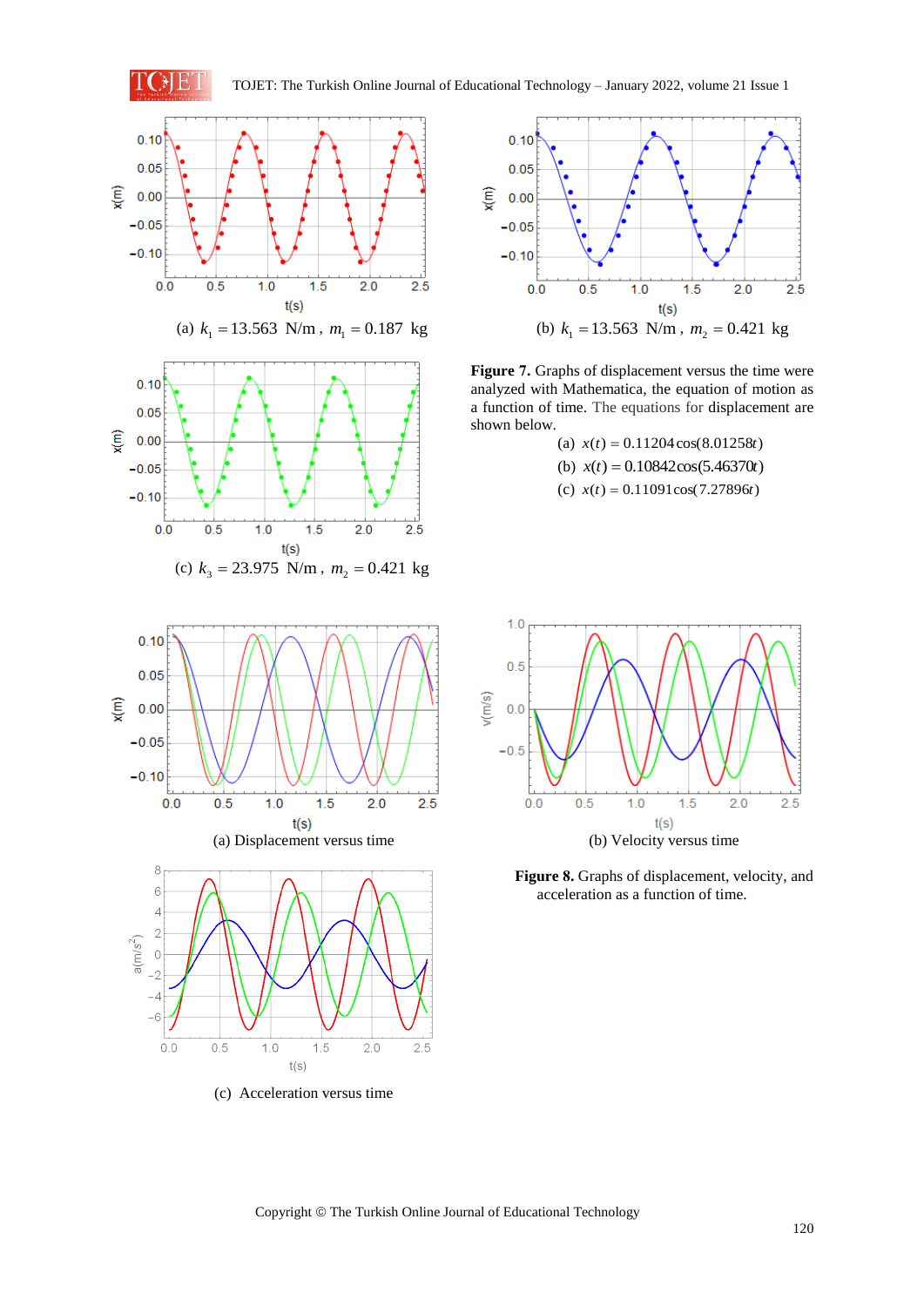(a) $k_1 = 13.563$ N/m , $m_1 = 0.187$ kg

(b) $k_1 = 13.563$ N/m , $m_2 = 0.421$ kg

(c) $k_3 = 23.975$ N/m , $m_2 = 0.421$ kg

**Figure 7.** Graphs of displacement versus the time were analyzed with Mathematica, the equation of motion as a function of time. The equations for displacement are shown below.

(a) $x(t) = 0.11204\cos(8.01258t)$

(b) $x(t) = 0.10842\cos(5.46370t)$

(c) $x(t) = 0.11091\cos(7.27896t)$

(a) Displacement versus time

(b) Velocity versus time

(c) Acceleration versus time

**Figure 8.** Graphs of displacement, velocity, and acceleration as a function of time.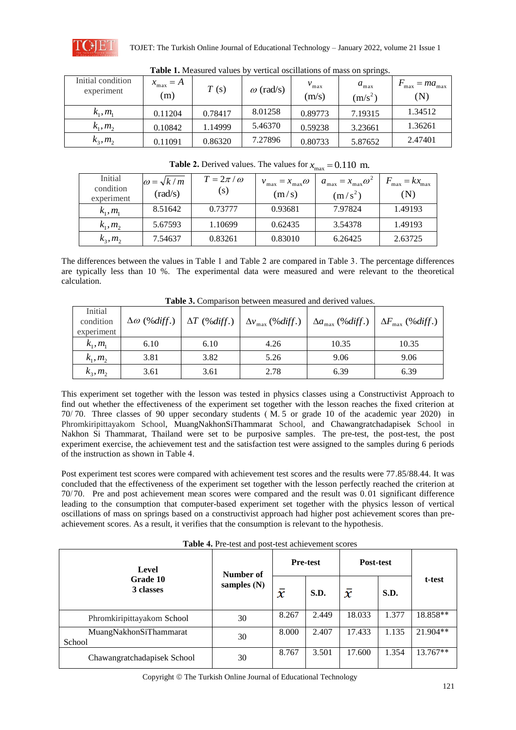**Table 1.** Measured values by vertical oscillations of mass on springs.

| Initial condition experiment | $x_{\max} = A$ (m) | $T$ (s) | $\omega$ (rad/s) | $v_{\max}$ (m/s) | $a_{\max}$ (m/s$^2$) | $F_{\max} = ma_{\max}$ (N) |
|---|---|---|---|---|---|---|
| $k_1, m_1$ | 0.11204 | 0.78417 | 8.01258 | 0.89773 | 7.19315 | 1.34512 |
| $k_1, m_2$ | 0.10842 | 1.14999 | 5.46370 | 0.59238 | 3.23661 | 1.36261 |
| $k_3, m_2$ | 0.11091 | 0.86320 | 7.27896 | 0.80733 | 5.87652 | 2.47401 |

**Table 2.** Derived values. The values for $x_{\max} = 0.110$ m.

| Initial condition experiment | $\omega = \sqrt{k/m}$ (rad/s) | $T = 2\pi/\omega$ (s) | $v_{\max} = x_{\max}\omega$ (m/s) | $a_{\max} = x_{\max}\omega^2$ (m/s$^2$) | $F_{\max} = kx_{\max}$ (N) |
|---|---|---|---|---|---|
| $k_1, m_1$ | 8.51642 | 0.73777 | 0.93681 | 7.97824 | 1.49193 |
| $k_1, m_2$ | 5.67593 | 1.10699 | 0.62435 | 3.54378 | 1.49193 |
| $k_3, m_2$ | 7.54637 | 0.83261 | 0.83010 | 6.26425 | 2.63725 |

The differences between the values in Table 1 and Table 2 are compared in Table 3. The percentage differences are typically less than 10 %. The experimental data were measured and were relevant to the theoretical calculation.

**Table 3.** Comparison between measured and derived values.

| Initial condition experiment | $\Delta\omega$ (%diff.) | $\Delta T$ (%diff.) | $\Delta v_{\max}$ (%diff.) | $\Delta a_{\max}$ (%diff.) | $\Delta F_{\max}$ (%diff.) |
|---|---|---|---|---|---|
| $k_1, m_1$ | 6.10 | 6.10 | 4.26 | 10.35 | 10.35 |
| $k_1, m_2$ | 3.81 | 3.82 | 5.26 | 9.06 | 9.06 |
| $k_3, m_2$ | 3.61 | 3.61 | 2.78 | 6.39 | 6.39 |

This experiment set together with the lesson was tested in physics classes using a Constructivist Approach to find out whether the effectiveness of the experiment set together with the lesson reaches the fixed criterion at 70/70. Three classes of 90 upper secondary students (M. 5 or grade 10 of the academic year 2020) in Phromkiripittayakom School, MuangNakhonSiThammarat School, and Chawangratchadapisek School in Nakhon Si Thammarat, Thailand were set to be purposive samples. The pre-test, the post-test, the post experiment exercise, the achievement test and the satisfaction test were assigned to the samples during 6 periods of the instruction as shown in Table 4.

Post experiment test scores were compared with achievement test scores and the results were 77.85/88.44. It was concluded that the effectiveness of the experiment set together with the lesson perfectly reached the criterion at 70/70. Pre and post achievement mean scores were compared and the result was 0.01 significant difference leading to the consumption that computer-based experiment set together with the physics lesson of vertical oscillations of mass on springs based on a constructivist approach had higher post achievement scores than pre-achievement scores. As a result, it verifies that the consumption is relevant to the hypothesis.

**Table 4.** Pre-test and post-test achievement scores

| Level Grade 10 3 classes | Number of samples (N) | Pre-test | | Post-test | | t-test |
|---|---|---|---|---|---|---|
| | | $\bar{x}$ | S.D. | $\bar{x}$ | S.D. | |
| Phromkiripittayakom School | 30 | 8.267 | 2.449 | 18.033 | 1.377 | 18.858** |
| MuangNakhonSiThammarat School | 30 | 8.000 | 2.407 | 17.433 | 1.135 | 21.904** |
| Chawangratchadapisek School | 30 | 8.767 | 3.501 | 17.600 | 1.354 | 13.767** |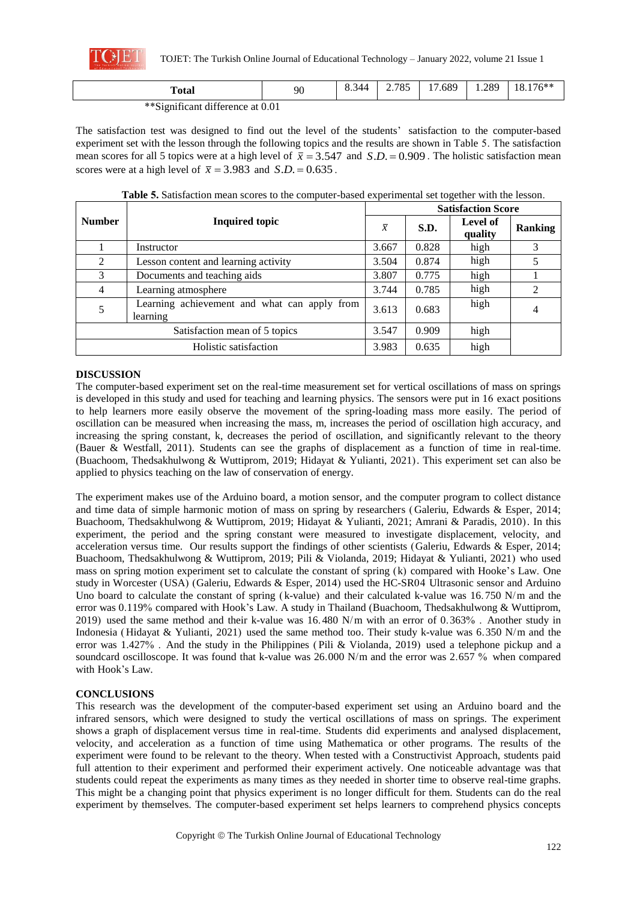| Total | 90 | 8.344 | 2.785 | 17.689 | 1.289 | 18.176** |
|---|---|---|---|---|---|---|

**Significant difference at 0.01

The satisfaction test was designed to find out the level of the students' satisfaction to the computer-based experiment set with the lesson through the following topics and the results are shown in Table 5. The satisfaction mean scores for all 5 topics were at a high level of $\bar{x} = 3.547$ and $S.D. = 0.909$. The holistic satisfaction mean scores were at a high level of $\bar{x} = 3.983$ and $S.D. = 0.635$.

**Table 5.** Satisfaction mean scores to the computer-based experimental set together with the lesson.

| Number | Inquired topic | Satisfaction Score | | | |
|---|---|---|---|---|---|
| | | $\bar{x}$ | S.D. | Level of quality | Ranking |
| 1 | Instructor | 3.667 | 0.828 | high | 3 |
| 2 | Lesson content and learning activity | 3.504 | 0.874 | high | 5 |
| 3 | Documents and teaching aids | 3.807 | 0.775 | high | 1 |
| 4 | Learning atmosphere | 3.744 | 0.785 | high | 2 |
| 5 | Learning achievement and what can apply from learning | 3.613 | 0.683 | high | 4 |
| Satisfaction mean of 5 topics | | 3.547 | 0.909 | high | |
| Holistic satisfaction | | 3.983 | 0.635 | high | |

## DISCUSSION

The computer-based experiment set on the real-time measurement set for vertical oscillations of mass on springs is developed in this study and used for teaching and learning physics. The sensors were put in 16 exact positions to help learners more easily observe the movement of the spring-loading mass more easily. The period of oscillation can be measured when increasing the mass, m, increases the period of oscillation high accuracy, and increasing the spring constant, k, decreases the period of oscillation, and significantly relevant to the theory (Bauer & Westfall, 2011). Students can see the graphs of displacement as a function of time in real-time. (Buachoom, Thedsakhulwong & Wuttiprom, 2019; Hidayat & Yulianti, 2021). This experiment set can also be applied to physics teaching on the law of conservation of energy.

The experiment makes use of the Arduino board, a motion sensor, and the computer program to collect distance and time data of simple harmonic motion of mass on spring by researchers (Galeriu, Edwards & Esper, 2014; Buachoom, Thedsakhulwong & Wuttiprom, 2019; Hidayat & Yulianti, 2021; Amrani & Paradis, 2010). In this experiment, the period and the spring constant were measured to investigate displacement, velocity, and acceleration versus time. Our results support the findings of other scientists (Galeriu, Edwards & Esper, 2014; Buachoom, Thedsakhulwong & Wuttiprom, 2019; Pili & Violanda, 2019; Hidayat & Yulianti, 2021) who used mass on spring motion experiment set to calculate the constant of spring (k) compared with Hooke's Law. One study in Worcester (USA) (Galeriu, Edwards & Esper, 2014) used the HC-SR04 Ultrasonic sensor and Arduino Uno board to calculate the constant of spring (k-value) and their calculated k-value was 16.750 N/m and the error was 0.119% compared with Hook's Law. A study in Thailand (Buachoom, Thedsakhulwong & Wuttiprom, 2019) used the same method and their k-value was 16.480 N/m with an error of 0.363%. Another study in Indonesia (Hidayat & Yulianti, 2021) used the same method too. Their study k-value was 6.350 N/m and the error was 1.427%. And the study in the Philippines (Pili & Violanda, 2019) used a telephone pickup and a soundcard oscilloscope. It was found that k-value was 26.000 N/m and the error was 2.657 % when compared with Hook's Law.

## CONCLUSIONS

This research was the development of the computer-based experiment set using an Arduino board and the infrared sensors, which were designed to study the vertical oscillations of mass on springs. The experiment shows a graph of displacement versus time in real-time. Students did experiments and analysed displacement, velocity, and acceleration as a function of time using Mathematica or other programs. The results of the experiment were found to be relevant to the theory. When tested with a Constructivist Approach, students paid full attention to their experiment and performed their experiment actively. One noticeable advantage was that students could repeat the experiments as many times as they needed in shorter time to observe real-time graphs. This might be a changing point that physics experiment is no longer difficult for them. Students can do the real experiment by themselves. The computer-based experiment set helps learners to comprehend physics concepts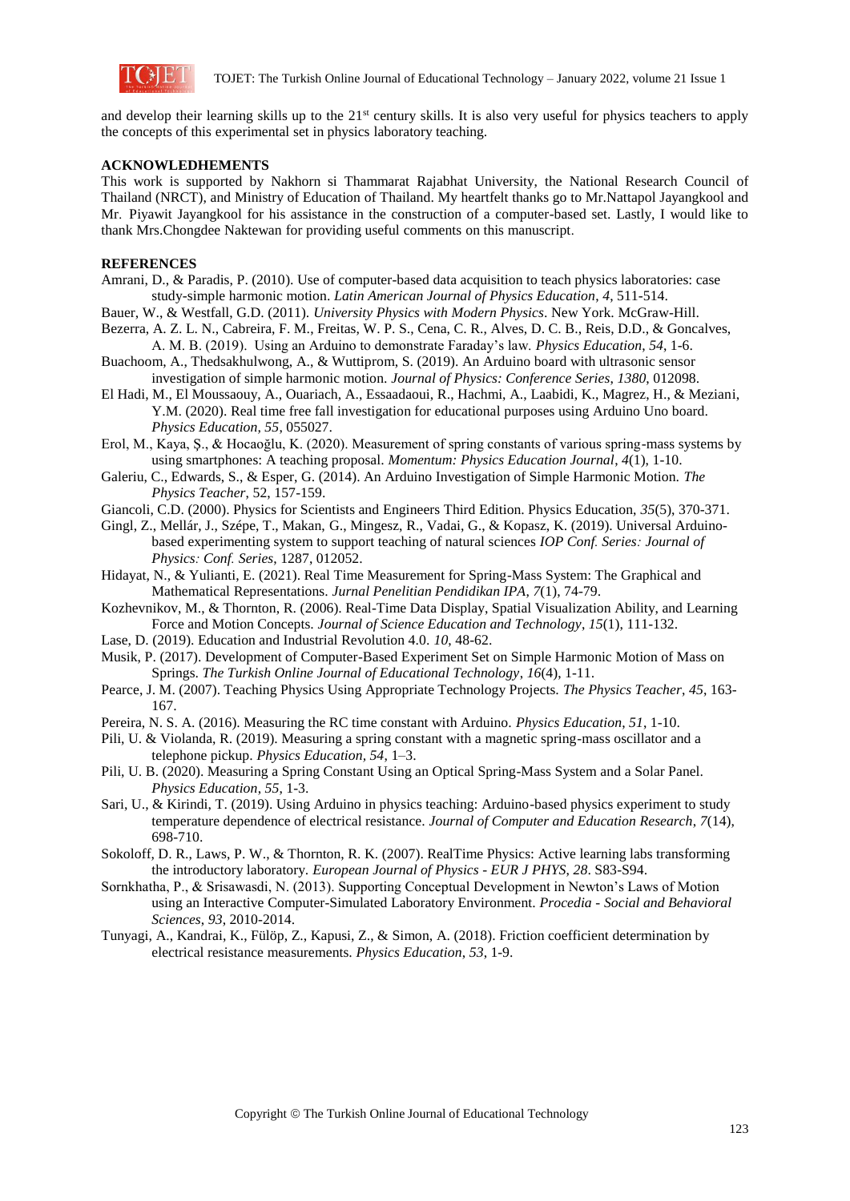and develop their learning skills up to the $21^{st}$ century skills. It is also very useful for physics teachers to apply the concepts of this experimental set in physics laboratory teaching.

## ACKNOWLEDHEMENTS

This work is supported by Nakhorn si Thammarat Rajabhat University, the National Research Council of Thailand (NRCT), and Ministry of Education of Thailand. My heartfelt thanks go to Mr.Nattapol Jayangkool and Mr. Piyawit Jayangkool for his assistance in the construction of a computer-based set. Lastly, I would like to thank Mrs.Chongdee Naktewan for providing useful comments on this manuscript.

## REFERENCES

Amrani, D., & Paradis, P. (2010). Use of computer-based data acquisition to teach physics laboratories: case study-simple harmonic motion. *Latin American Journal of Physics Education*, *4*, 511-514.

Bauer, W., & Westfall, G.D. (2011). *University Physics with Modern Physics*. New York. McGraw-Hill.

Bezerra, A. Z. L. N., Cabreira, F. M., Freitas, W. P. S., Cena, C. R., Alves, D. C. B., Reis, D.D., & Goncalves, A. M. B. (2019). Using an Arduino to demonstrate Faraday's law. *Physics Education*, *54*, 1-6.

Buachoom, A., Thedsakhulwong, A., & Wuttiprom, S. (2019). An Arduino board with ultrasonic sensor investigation of simple harmonic motion. *Journal of Physics: Conference Series*, *1380*, 012098.

El Hadi, M., El Moussaouy, A., Ouariach, A., Essaadaoui, R., Hachmi, A., Laabidi, K., Magrez, H., & Meziani, Y.M. (2020). Real time free fall investigation for educational purposes using Arduino Uno board. *Physics Education, 55*, 055027.

Erol, M., Kaya, Ş., & Hocaoğlu, K. (2020). Measurement of spring constants of various spring-mass systems by using smartphones: A teaching proposal. *Momentum: Physics Education Journal*, *4*(1), 1-10.

Galeriu, C., Edwards, S., & Esper, G. (2014). An Arduino Investigation of Simple Harmonic Motion. *The Physics Teacher*, 52, 157-159.

Giancoli, C.D. (2000). Physics for Scientists and Engineers Third Edition. Physics Education, *35*(5), 370-371.

Gingl, Z., Mellár, J., Szépe, T., Makan, G., Mingesz, R., Vadai, G., & Kopasz, K. (2019). Universal Arduino-based experimenting system to support teaching of natural sciences *IOP Conf. Series: Journal of Physics: Conf. Series*, 1287, 012052.

Hidayat, N., & Yulianti, E. (2021). Real Time Measurement for Spring-Mass System: The Graphical and Mathematical Representations. *Jurnal Penelitian Pendidikan IPA*, *7*(1), 74-79.

Kozhevnikov, M., & Thornton, R. (2006). Real-Time Data Display, Spatial Visualization Ability, and Learning Force and Motion Concepts. *Journal of Science Education and Technology*, *15*(1), 111-132.

Lase, D. (2019). Education and Industrial Revolution 4.0. *10*, 48-62.

Musik, P. (2017). Development of Computer-Based Experiment Set on Simple Harmonic Motion of Mass on Springs. *The Turkish Online Journal of Educational Technology*, *16*(4), 1-11.

Pearce, J. M. (2007). Teaching Physics Using Appropriate Technology Projects. *The Physics Teacher*, *45*, 163-167.

Pereira, N. S. A. (2016). Measuring the RC time constant with Arduino. *Physics Education, 51*, 1-10.

Pili, U. & Violanda, R. (2019). Measuring a spring constant with a magnetic spring-mass oscillator and a telephone pickup. *Physics Education, 54*, 1–3.

Pili, U. B. (2020). Measuring a Spring Constant Using an Optical Spring-Mass System and a Solar Panel. *Physics Education*, *55*, 1-3.

Sari, U., & Kirindi, T. (2019). Using Arduino in physics teaching: Arduino-based physics experiment to study temperature dependence of electrical resistance. *Journal of Computer and Education Research*, *7*(14), 698-710.

Sokoloff, D. R., Laws, P. W., & Thornton, R. K. (2007). RealTime Physics: Active learning labs transforming the introductory laboratory. *European Journal of Physics - EUR J PHYS*, *28*. S83-S94.

Sornkhatha, P., & Srisawasdi, N. (2013). Supporting Conceptual Development in Newton's Laws of Motion using an Interactive Computer-Simulated Laboratory Environment. *Procedia - Social and Behavioral Sciences*, *93*, 2010-2014.

Tunyagi, A., Kandrai, K., Fülöp, Z., Kapusi, Z., & Simon, A. (2018). Friction coefficient determination by electrical resistance measurements. *Physics Education, 53*, 1-9.